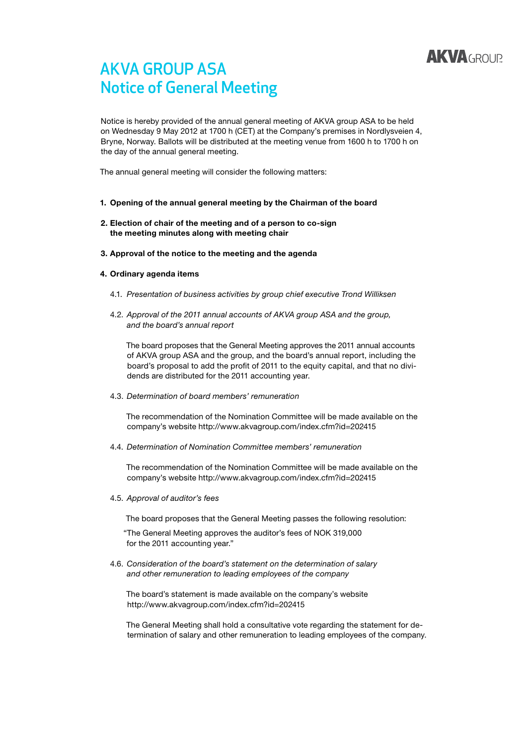# AKVA GROUP ASA
# Notice of General Meeting

Notice is hereby provided of the annual general meeting of AKVA group ASA to be held on Wednesday 9 May 2012 at 1700 h (CET) at the Company's premises in Nordlysveien 4, Bryne, Norway. Ballots will be distributed at the meeting venue from 1600 h to 1700 h on the day of the annual general meeting.

The annual general meeting will consider the following matters:

**1. Opening of the annual general meeting by the Chairman of the board**

**2. Election of chair of the meeting and of a person to co-sign the meeting minutes along with meeting chair**

**3. Approval of the notice to the meeting and the agenda**

**4. Ordinary agenda items**

4.1. *Presentation of business activities by group chief executive Trond Williksen*

4.2. *Approval of the 2011 annual accounts of AKVA group ASA and the group, and the board's annual report*

The board proposes that the General Meeting approves the 2011 annual accounts of AKVA group ASA and the group, and the board's annual report, including the board's proposal to add the profit of 2011 to the equity capital, and that no dividends are distributed for the 2011 accounting year.

4.3. *Determination of board members' remuneration*

The recommendation of the Nomination Committee will be made available on the company's website http://www.akvagroup.com/index.cfm?id=202415

4.4. *Determination of Nomination Committee members' remuneration*

The recommendation of the Nomination Committee will be made available on the company's website http://www.akvagroup.com/index.cfm?id=202415

4.5. *Approval of auditor's fees*

The board proposes that the General Meeting passes the following resolution:

"The General Meeting approves the auditor's fees of NOK 319,000 for the 2011 accounting year."

4.6. *Consideration of the board's statement on the determination of salary and other remuneration to leading employees of the company*

The board's statement is made available on the company's website http://www.akvagroup.com/index.cfm?id=202415

The General Meeting shall hold a consultative vote regarding the statement for determination of salary and other remuneration to leading employees of the company.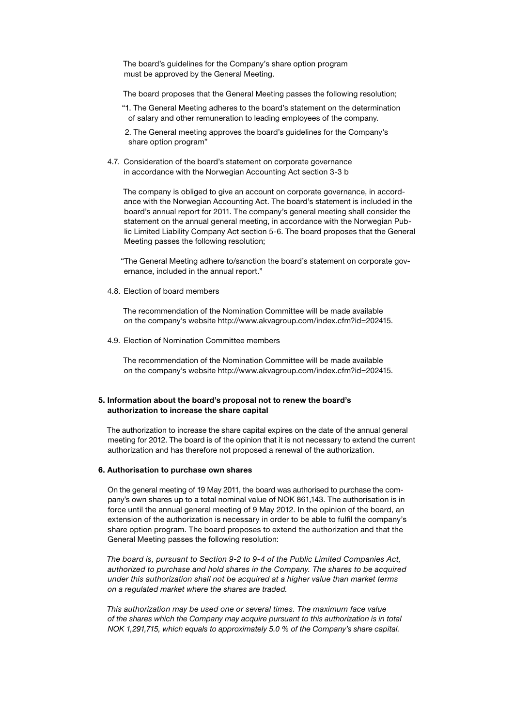The board's guidelines for the Company's share option program must be approved by the General Meeting.

The board proposes that the General Meeting passes the following resolution;

"1. The General Meeting adheres to the board's statement on the determination of salary and other remuneration to leading employees of the company.

2. The General meeting approves the board's guidelines for the Company's share option program"

4.7. Consideration of the board's statement on corporate governance in accordance with the Norwegian Accounting Act section 3-3 b

The company is obliged to give an account on corporate governance, in accordance with the Norwegian Accounting Act. The board's statement is included in the board's annual report for 2011. The company's general meeting shall consider the statement on the annual general meeting, in accordance with the Norwegian Public Limited Liability Company Act section 5-6. The board proposes that the General Meeting passes the following resolution;

"The General Meeting adhere to/sanction the board's statement on corporate governance, included in the annual report."

4.8. Election of board members

The recommendation of the Nomination Committee will be made available on the company's website http://www.akvagroup.com/index.cfm?id=202415.

4.9. Election of Nomination Committee members

The recommendation of the Nomination Committee will be made available on the company's website http://www.akvagroup.com/index.cfm?id=202415.

**5. Information about the board's proposal not to renew the board's authorization to increase the share capital**

The authorization to increase the share capital expires on the date of the annual general meeting for 2012. The board is of the opinion that it is not necessary to extend the current authorization and has therefore not proposed a renewal of the authorization.

**6. Authorisation to purchase own shares**

On the general meeting of 19 May 2011, the board was authorised to purchase the company's own shares up to a total nominal value of NOK 861,143. The authorisation is in force until the annual general meeting of 9 May 2012. In the opinion of the board, an extension of the authorization is necessary in order to be able to fulfil the company's share option program. The board proposes to extend the authorization and that the General Meeting passes the following resolution:

*The board is, pursuant to Section 9-2 to 9-4 of the Public Limited Companies Act, authorized to purchase and hold shares in the Company. The shares to be acquired under this authorization shall not be acquired at a higher value than market terms on a regulated market where the shares are traded.*

*This authorization may be used one or several times. The maximum face value of the shares which the Company may acquire pursuant to this authorization is in total NOK 1,291,715, which equals to approximately 5.0 % of the Company's share capital.*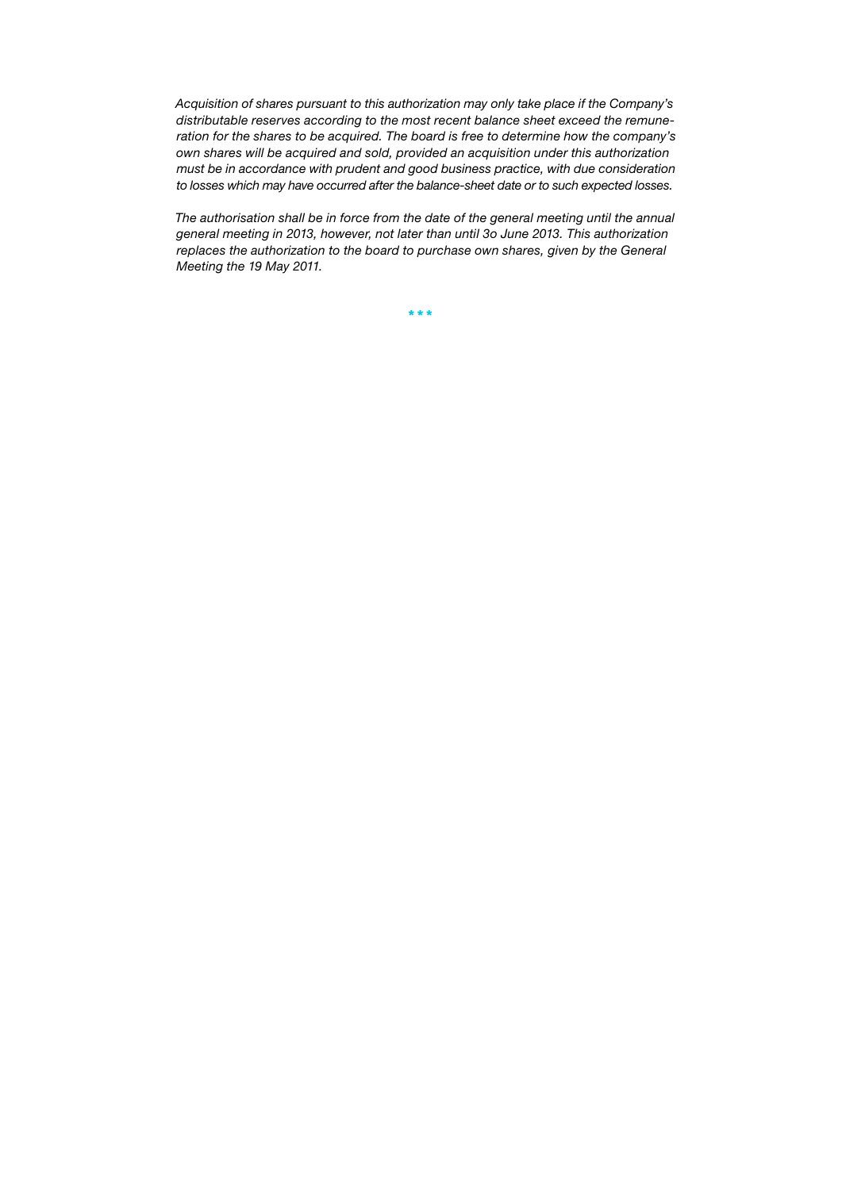*Acquisition of shares pursuant to this authorization may only take place if the Company's distributable reserves according to the most recent balance sheet exceed the remuneration for the shares to be acquired. The board is free to determine how the company's own shares will be acquired and sold, provided an acquisition under this authorization must be in accordance with prudent and good business practice, with due consideration to losses which may have occurred after the balance-sheet date or to such expected losses.*

*The authorisation shall be in force from the date of the general meeting until the annual general meeting in 2013, however, not later than until 3o June 2013. This authorization replaces the authorization to the board to purchase own shares, given by the General Meeting the 19 May 2011.*

\* \* \*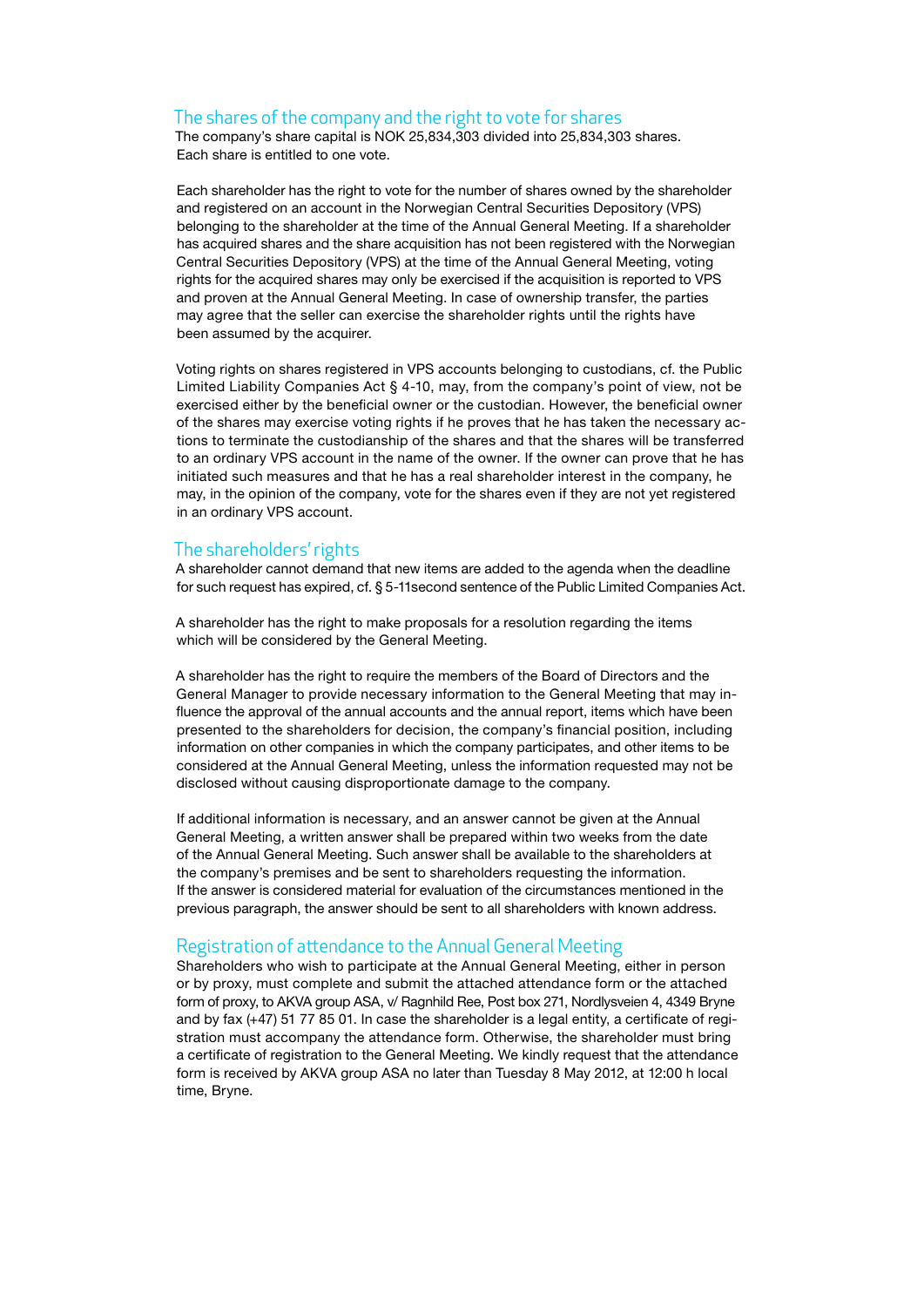## The shares of the company and the right to vote for shares

The company's share capital is NOK 25,834,303 divided into 25,834,303 shares. Each share is entitled to one vote.

Each shareholder has the right to vote for the number of shares owned by the shareholder and registered on an account in the Norwegian Central Securities Depository (VPS) belonging to the shareholder at the time of the Annual General Meeting. If a shareholder has acquired shares and the share acquisition has not been registered with the Norwegian Central Securities Depository (VPS) at the time of the Annual General Meeting, voting rights for the acquired shares may only be exercised if the acquisition is reported to VPS and proven at the Annual General Meeting. In case of ownership transfer, the parties may agree that the seller can exercise the shareholder rights until the rights have been assumed by the acquirer.

Voting rights on shares registered in VPS accounts belonging to custodians, cf. the Public Limited Liability Companies Act § 4-10, may, from the company's point of view, not be exercised either by the beneficial owner or the custodian. However, the beneficial owner of the shares may exercise voting rights if he proves that he has taken the necessary actions to terminate the custodianship of the shares and that the shares will be transferred to an ordinary VPS account in the name of the owner. If the owner can prove that he has initiated such measures and that he has a real shareholder interest in the company, he may, in the opinion of the company, vote for the shares even if they are not yet registered in an ordinary VPS account.

## The shareholders' rights

A shareholder cannot demand that new items are added to the agenda when the deadline for such request has expired, cf. § 5-11second sentence of the Public Limited Companies Act.

A shareholder has the right to make proposals for a resolution regarding the items which will be considered by the General Meeting.

A shareholder has the right to require the members of the Board of Directors and the General Manager to provide necessary information to the General Meeting that may influence the approval of the annual accounts and the annual report, items which have been presented to the shareholders for decision, the company's financial position, including information on other companies in which the company participates, and other items to be considered at the Annual General Meeting, unless the information requested may not be disclosed without causing disproportionate damage to the company.

If additional information is necessary, and an answer cannot be given at the Annual General Meeting, a written answer shall be prepared within two weeks from the date of the Annual General Meeting. Such answer shall be available to the shareholders at the company's premises and be sent to shareholders requesting the information. If the answer is considered material for evaluation of the circumstances mentioned in the previous paragraph, the answer should be sent to all shareholders with known address.

## Registration of attendance to the Annual General Meeting

Shareholders who wish to participate at the Annual General Meeting, either in person or by proxy, must complete and submit the attached attendance form or the attached form of proxy, to AKVA group ASA, v/ Ragnhild Ree, Post box 271, Nordlysveien 4, 4349 Bryne and by fax (+47) 51 77 85 01. In case the shareholder is a legal entity, a certificate of registration must accompany the attendance form. Otherwise, the shareholder must bring a certificate of registration to the General Meeting. We kindly request that the attendance form is received by AKVA group ASA no later than Tuesday 8 May 2012, at 12:00 h local time, Bryne.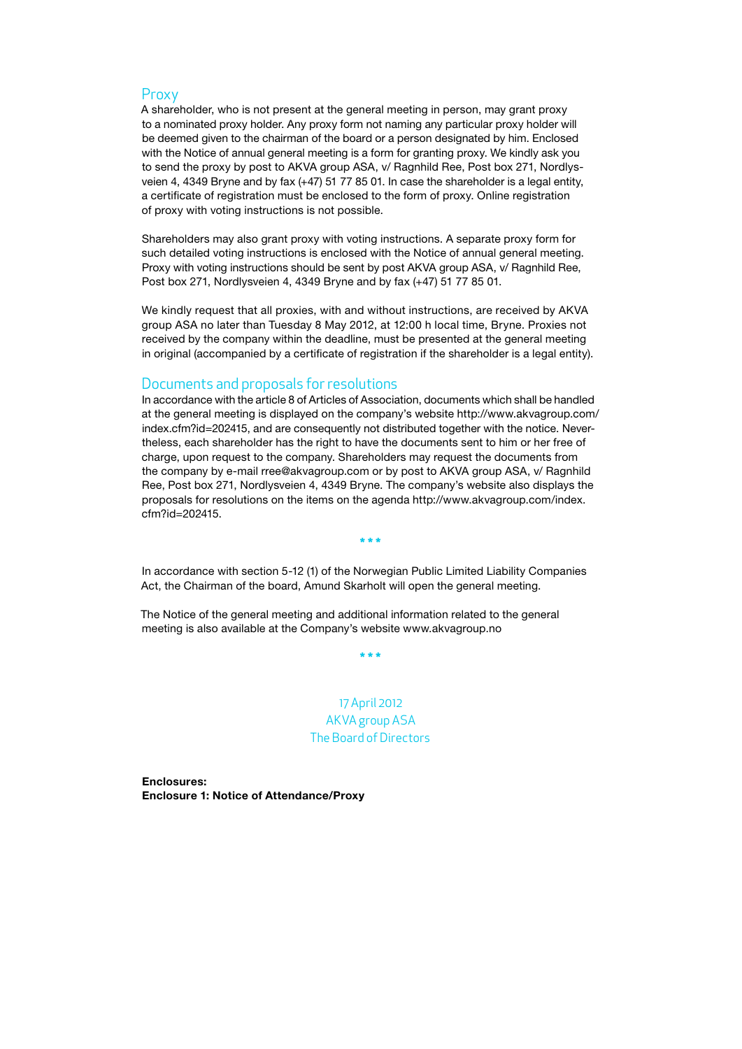## Proxy

A shareholder, who is not present at the general meeting in person, may grant proxy to a nominated proxy holder. Any proxy form not naming any particular proxy holder will be deemed given to the chairman of the board or a person designated by him. Enclosed with the Notice of annual general meeting is a form for granting proxy. We kindly ask you to send the proxy by post to AKVA group ASA, v/ Ragnhild Ree, Post box 271, Nordlysveien 4, 4349 Bryne and by fax (+47) 51 77 85 01. In case the shareholder is a legal entity, a certificate of registration must be enclosed to the form of proxy. Online registration of proxy with voting instructions is not possible.

Shareholders may also grant proxy with voting instructions. A separate proxy form for such detailed voting instructions is enclosed with the Notice of annual general meeting. Proxy with voting instructions should be sent by post AKVA group ASA, v/ Ragnhild Ree, Post box 271, Nordlysveien 4, 4349 Bryne and by fax (+47) 51 77 85 01.

We kindly request that all proxies, with and without instructions, are received by AKVA group ASA no later than Tuesday 8 May 2012, at 12:00 h local time, Bryne. Proxies not received by the company within the deadline, must be presented at the general meeting in original (accompanied by a certificate of registration if the shareholder is a legal entity).

## Documents and proposals for resolutions

In accordance with the article 8 of Articles of Association, documents which shall be handled at the general meeting is displayed on the company's website http://www.akvagroup.com/index.cfm?id=202415, and are consequently not distributed together with the notice. Nevertheless, each shareholder has the right to have the documents sent to him or her free of charge, upon request to the company. Shareholders may request the documents from the company by e-mail rree@akvagroup.com or by post to AKVA group ASA, v/ Ragnhild Ree, Post box 271, Nordlysveien 4, 4349 Bryne. The company's website also displays the proposals for resolutions on the items on the agenda http://www.akvagroup.com/index.cfm?id=202415.

\* \* \*

In accordance with section 5-12 (1) of the Norwegian Public Limited Liability Companies Act, the Chairman of the board, Amund Skarholt will open the general meeting.

The Notice of the general meeting and additional information related to the general meeting is also available at the Company's website www.akvagroup.no

\* \* \*

17 April 2012
AKVA group ASA
The Board of Directors

**Enclosures:**
**Enclosure 1: Notice of Attendance/Proxy**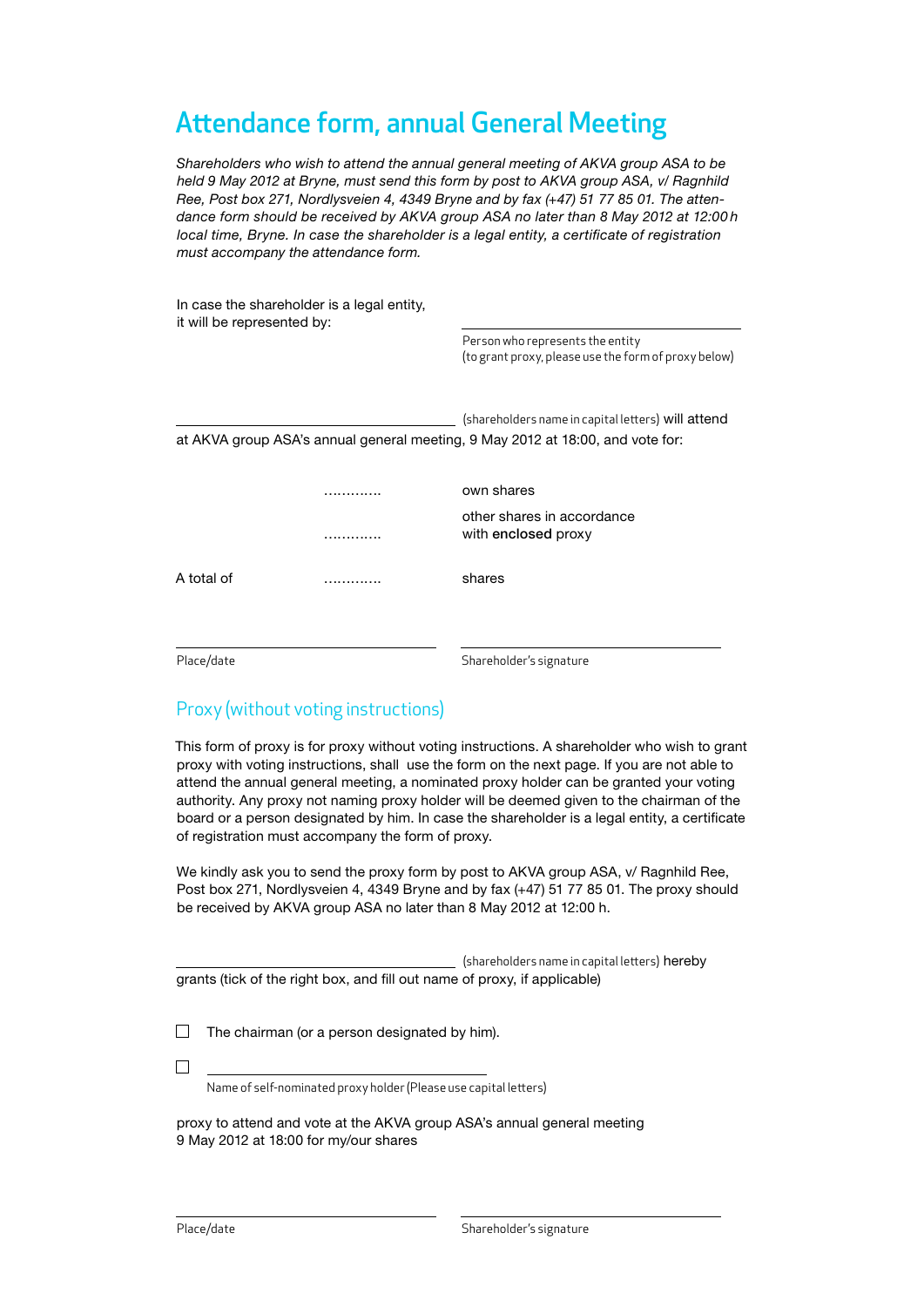# Attendance form, annual General Meeting

*Shareholders who wish to attend the annual general meeting of AKVA group ASA to be held 9 May 2012 at Bryne, must send this form by post to AKVA group ASA, v/ Ragnhild Ree, Post box 271, Nordlysveien 4, 4349 Bryne and by fax (+47) 51 77 85 01. The attendance form should be received by AKVA group ASA no later than 8 May 2012 at 12:00 h local time, Bryne. In case the shareholder is a legal entity, a certificate of registration must accompany the attendance form.*

In case the shareholder is a legal entity, it will be represented by: \_\_\_\_\_\_\_\_\_\_\_\_\_\_\_\_\_\_\_\_\_\_\_\_\_\_\_\_\_\_

Person who represents the entity
(to grant proxy, please use the form of proxy below)

\_\_\_\_\_\_\_\_\_\_\_\_\_\_\_\_\_\_\_\_\_\_\_\_\_\_\_\_\_\_ (shareholders name in capital letters) will attend at AKVA group ASA's annual general meeting, 9 May 2012 at 18:00, and vote for:

| | | |
|---|---|---|
| | ............ | own shares |
| | ............ | other shares in accordance with enclosed proxy |
| A total of | ............ | shares |

\_\_\_\_\_\_\_\_\_\_\_\_\_\_\_\_\_\_\_\_\_\_\_\_\_\_\_\_\_\_ \_\_\_\_\_\_\_\_\_\_\_\_\_\_\_\_\_\_\_\_\_\_\_\_\_\_\_\_\_\_

Place/date Shareholder's signature

## Proxy (without voting instructions)

This form of proxy is for proxy without voting instructions. A shareholder who wish to grant proxy with voting instructions, shall use the form on the next page. If you are not able to attend the annual general meeting, a nominated proxy holder can be granted your voting authority. Any proxy not naming proxy holder will be deemed given to the chairman of the board or a person designated by him. In case the shareholder is a legal entity, a certificate of registration must accompany the form of proxy.

We kindly ask you to send the proxy form by post to AKVA group ASA, v/ Ragnhild Ree, Post box 271, Nordlysveien 4, 4349 Bryne and by fax (+47) 51 77 85 01. The proxy should be received by AKVA group ASA no later than 8 May 2012 at 12:00 h.

\_\_\_\_\_\_\_\_\_\_\_\_\_\_\_\_\_\_\_\_\_\_\_\_\_\_\_\_\_\_ (shareholders name in capital letters) hereby grants (tick of the right box, and fill out name of proxy, if applicable)

☐ The chairman (or a person designated by him).

☐ \_\_\_\_\_\_\_\_\_\_\_\_\_\_\_\_\_\_\_\_\_\_\_\_\_\_\_\_\_\_
Name of self-nominated proxy holder (Please use capital letters)

proxy to attend and vote at the AKVA group ASA's annual general meeting 9 May 2012 at 18:00 for my/our shares

\_\_\_\_\_\_\_\_\_\_\_\_\_\_\_\_\_\_\_\_\_\_\_\_\_\_\_\_\_\_ \_\_\_\_\_\_\_\_\_\_\_\_\_\_\_\_\_\_\_\_\_\_\_\_\_\_\_\_\_\_

Place/date Shareholder's signature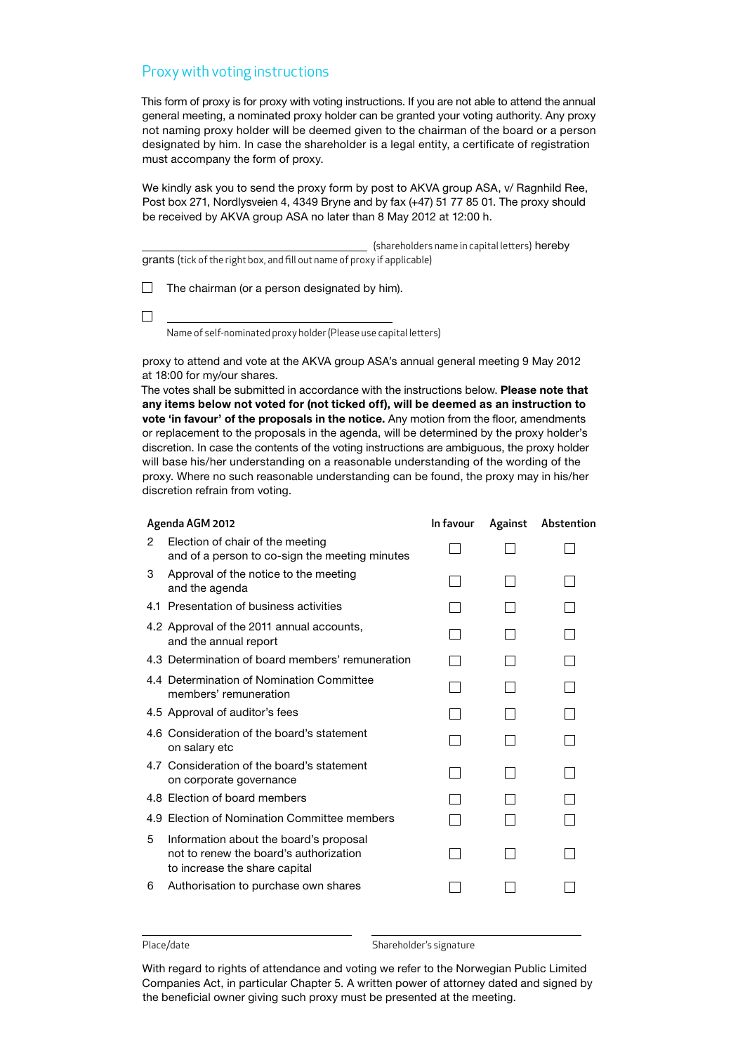## Proxy with voting instructions

This form of proxy is for proxy with voting instructions. If you are not able to attend the annual general meeting, a nominated proxy holder can be granted your voting authority. Any proxy not naming proxy holder will be deemed given to the chairman of the board or a person designated by him. In case the shareholder is a legal entity, a certificate of registration must accompany the form of proxy.

We kindly ask you to send the proxy form by post to AKVA group ASA, v/ Ragnhild Ree, Post box 271, Nordlysveien 4, 4349 Bryne and by fax (+47) 51 77 85 01. The proxy should be received by AKVA group ASA no later than 8 May 2012 at 12:00 h.

\_\_\_\_\_\_\_\_\_\_\_\_\_\_\_\_\_\_\_\_\_\_\_\_\_\_\_\_\_\_ (shareholders name in capital letters) hereby grants (tick of the right box, and fill out name of proxy if applicable)

☐ The chairman (or a person designated by him).

☐ \_\_\_\_\_\_\_\_\_\_\_\_\_\_\_\_\_\_\_\_\_\_\_\_\_\_\_\_\_\_
Name of self-nominated proxy holder (Please use capital letters)

proxy to attend and vote at the AKVA group ASA's annual general meeting 9 May 2012 at 18:00 for my/our shares.
The votes shall be submitted in accordance with the instructions below. **Please note that any items below not voted for (not ticked off), will be deemed as an instruction to vote 'in favour' of the proposals in the notice.** Any motion from the floor, amendments or replacement to the proposals in the agenda, will be determined by the proxy holder's discretion. In case the contents of the voting instructions are ambiguous, the proxy holder will base his/her understanding on a reasonable understanding of the wording of the proxy. Where no such reasonable understanding can be found, the proxy may in his/her discretion refrain from voting.

| Agenda AGM 2012 | | In favour | Against | Abstention |
|---|---|---|---|---|
| 2 | Election of chair of the meeting and of a person to co-sign the meeting minutes | ☐ | ☐ | ☐ |
| 3 | Approval of the notice to the meeting and the agenda | ☐ | ☐ | ☐ |
| 4.1 | Presentation of business activities | ☐ | ☐ | ☐ |
| 4.2 | Approval of the 2011 annual accounts, and the annual report | ☐ | ☐ | ☐ |
| 4.3 | Determination of board members' remuneration | ☐ | ☐ | ☐ |
| 4.4 | Determination of Nomination Committee members' remuneration | ☐ | ☐ | ☐ |
| 4.5 | Approval of auditor's fees | ☐ | ☐ | ☐ |
| 4.6 | Consideration of the board's statement on salary etc | ☐ | ☐ | ☐ |
| 4.7 | Consideration of the board's statement on corporate governance | ☐ | ☐ | ☐ |
| 4.8 | Election of board members | ☐ | ☐ | ☐ |
| 4.9 | Election of Nomination Committee members | ☐ | ☐ | ☐ |
| 5 | Information about the board's proposal not to renew the board's authorization to increase the share capital | ☐ | ☐ | ☐ |
| 6 | Authorisation to purchase own shares | ☐ | ☐ | ☐ |

\_\_\_\_\_\_\_\_\_\_\_\_\_\_\_\_\_\_\_\_\_\_\_\_\_\_\_\_\_\_ \_\_\_\_\_\_\_\_\_\_\_\_\_\_\_\_\_\_\_\_\_\_\_\_\_\_\_\_\_\_
Place/date Shareholder's signature

With regard to rights of attendance and voting we refer to the Norwegian Public Limited Companies Act, in particular Chapter 5. A written power of attorney dated and signed by the beneficial owner giving such proxy must be presented at the meeting.